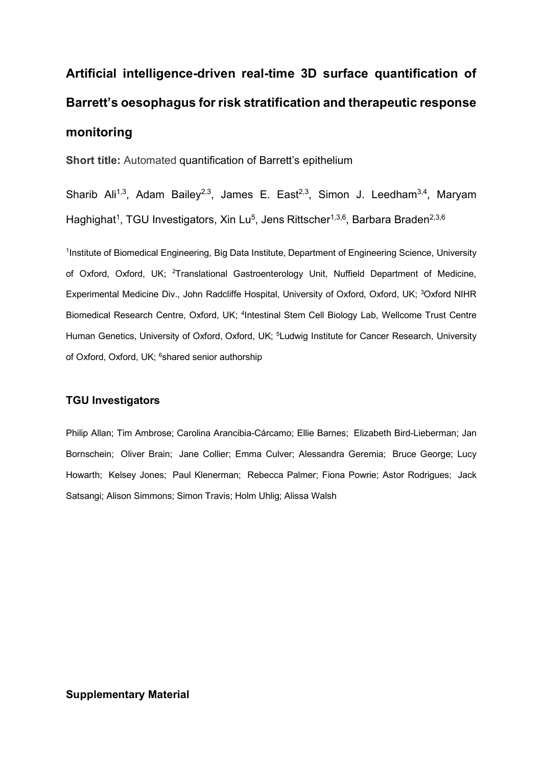# Artificial intelligence-driven real-time 3D surface quantification of Barrett's oesophagus for risk stratification and therapeutic response monitoring

**Short title:** Automated quantification of Barrett's epithelium

Sharib Ali[1,3], Adam Bailey[2,3], James E. East[2,3], Simon J. Leedham[3,4], Maryam Haghighat[1], TGU Investigators, Xin Lu[5], Jens Rittscher[1,3,6], Barbara Braden[2,3,6]

[1]Institute of Biomedical Engineering, Big Data Institute, Department of Engineering Science, University of Oxford, Oxford, UK; [2]Translational Gastroenterology Unit, Nuffield Department of Medicine, Experimental Medicine Div., John Radcliffe Hospital, University of Oxford, Oxford, UK; [3]Oxford NIHR Biomedical Research Centre, Oxford, UK; [4]Intestinal Stem Cell Biology Lab, Wellcome Trust Centre Human Genetics, University of Oxford, Oxford, UK; [5]Ludwig Institute for Cancer Research, University of Oxford, Oxford, UK; [6]shared senior authorship

### TGU Investigators

Philip Allan; Tim Ambrose; Carolina Arancibia-Cárcamo; Ellie Barnes; Elizabeth Bird-Lieberman; Jan Bornschein; Oliver Brain; Jane Collier; Emma Culver; Alessandra Geremia; Bruce George; Lucy Howarth; Kelsey Jones; Paul Klenerman; Rebecca Palmer; Fiona Powrie; Astor Rodrigues; Jack Satsangi; Alison Simmons; Simon Travis; Holm Uhlig; Alissa Walsh

### Supplementary Material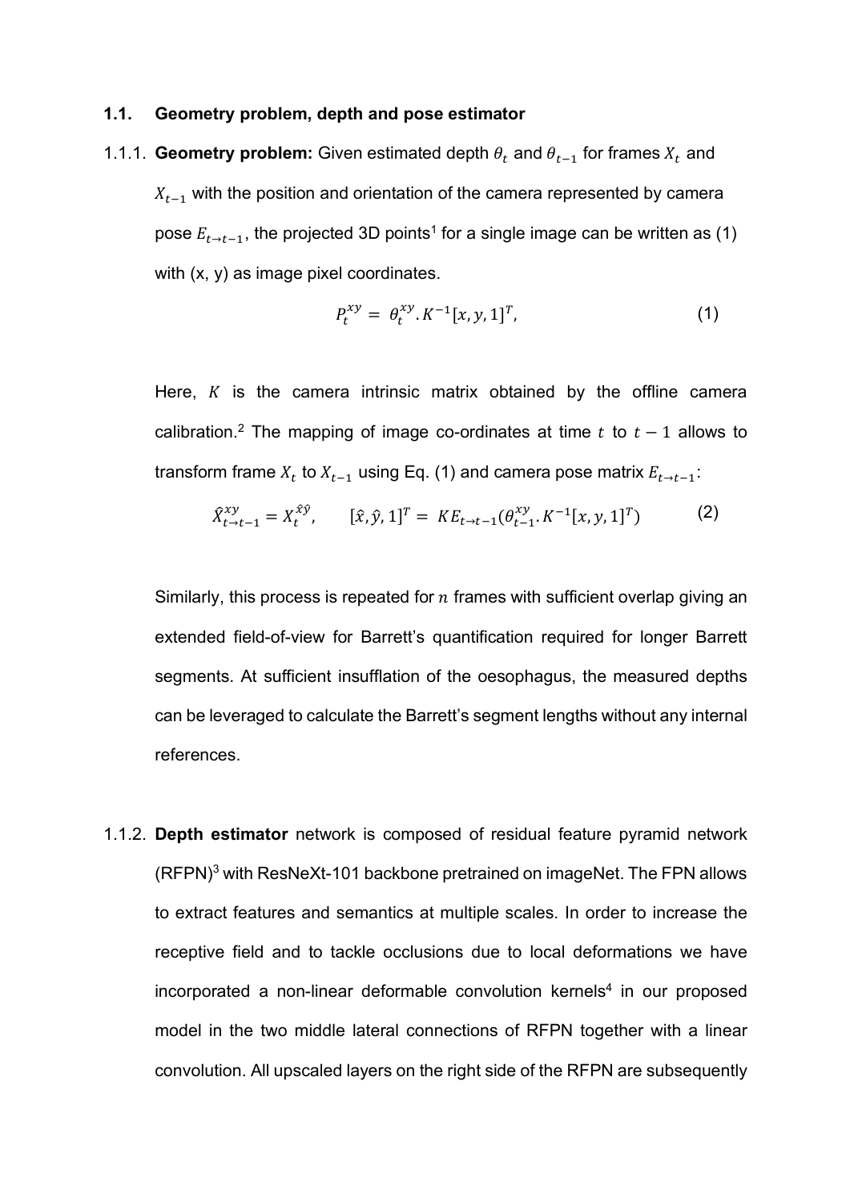### 1.1. Geometry problem, depth and pose estimator

1.1.1. **Geometry problem:** Given estimated depth $\theta_t$ and $\theta_{t-1}$ for frames $X_t$ and $X_{t-1}$ with the position and orientation of the camera represented by camera pose $E_{t\to t-1}$, the projected 3D points[1] for a single image can be written as (1) with (x, y) as image pixel coordinates.

$$P_t^{xy} = \theta_t^{xy}.K^{-1}[x, y, 1]^T, \tag{1}$$

Here, $K$ is the camera intrinsic matrix obtained by the offline camera calibration.[2] The mapping of image co-ordinates at time $t$ to $t-1$ allows to transform frame $X_t$ to $X_{t-1}$ using Eq. (1) and camera pose matrix $E_{t\to t-1}$:

$$\hat{X}_{t\to t-1}^{xy} = X_t^{\hat{x}\hat{y}}, \qquad [\hat{x}, \hat{y}, 1]^T = KE_{t\to t-1}(\theta_{t-1}^{xy}.K^{-1}[x, y, 1]^T) \tag{2}$$

Similarly, this process is repeated for $n$ frames with sufficient overlap giving an extended field-of-view for Barrett's quantification required for longer Barrett segments. At sufficient insufflation of the oesophagus, the measured depths can be leveraged to calculate the Barrett's segment lengths without any internal references.

1.1.2. **Depth estimator** network is composed of residual feature pyramid network (RFPN)[3] with ResNeXt-101 backbone pretrained on imageNet. The FPN allows to extract features and semantics at multiple scales. In order to increase the receptive field and to tackle occlusions due to local deformations we have incorporated a non-linear deformable convolution kernels[4] in our proposed model in the two middle lateral connections of RFPN together with a linear convolution. All upscaled layers on the right side of the RFPN are subsequently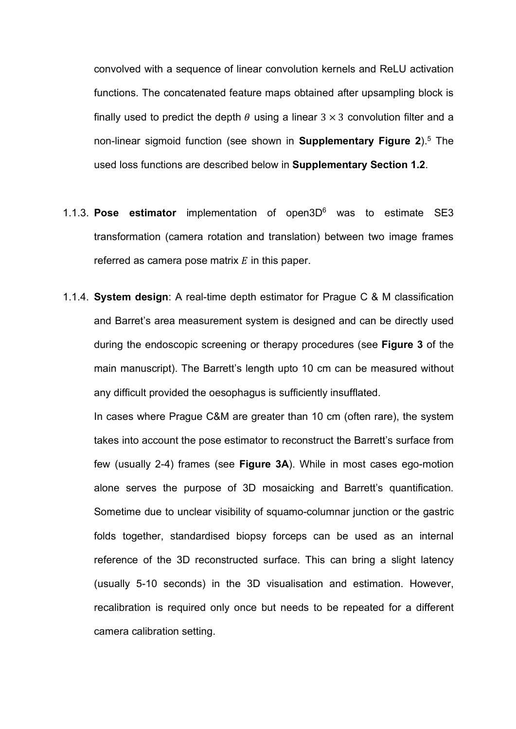convolved with a sequence of linear convolution kernels and ReLU activation functions. The concatenated feature maps obtained after upsampling block is finally used to predict the depth $\theta$ using a linear $3 \times 3$ convolution filter and a non-linear sigmoid function (see shown in **Supplementary Figure 2**).[5] The used loss functions are described below in **Supplementary Section 1.2**.

1.1.3. **Pose estimator** implementation of open3D[6] was to estimate SE3 transformation (camera rotation and translation) between two image frames referred as camera pose matrix $E$ in this paper.

1.1.4. **System design**: A real-time depth estimator for Prague C & M classification and Barret's area measurement system is designed and can be directly used during the endoscopic screening or therapy procedures (see **Figure 3** of the main manuscript). The Barrett's length upto 10 cm can be measured without any difficult provided the oesophagus is sufficiently insufflated.

In cases where Prague C&M are greater than 10 cm (often rare), the system takes into account the pose estimator to reconstruct the Barrett's surface from few (usually 2-4) frames (see **Figure 3A**). While in most cases ego-motion alone serves the purpose of 3D mosaicking and Barrett's quantification. Sometime due to unclear visibility of squamo-columnar junction or the gastric folds together, standardised biopsy forceps can be used as an internal reference of the 3D reconstructed surface. This can bring a slight latency (usually 5-10 seconds) in the 3D visualisation and estimation. However, recalibration is required only once but needs to be repeated for a different camera calibration setting.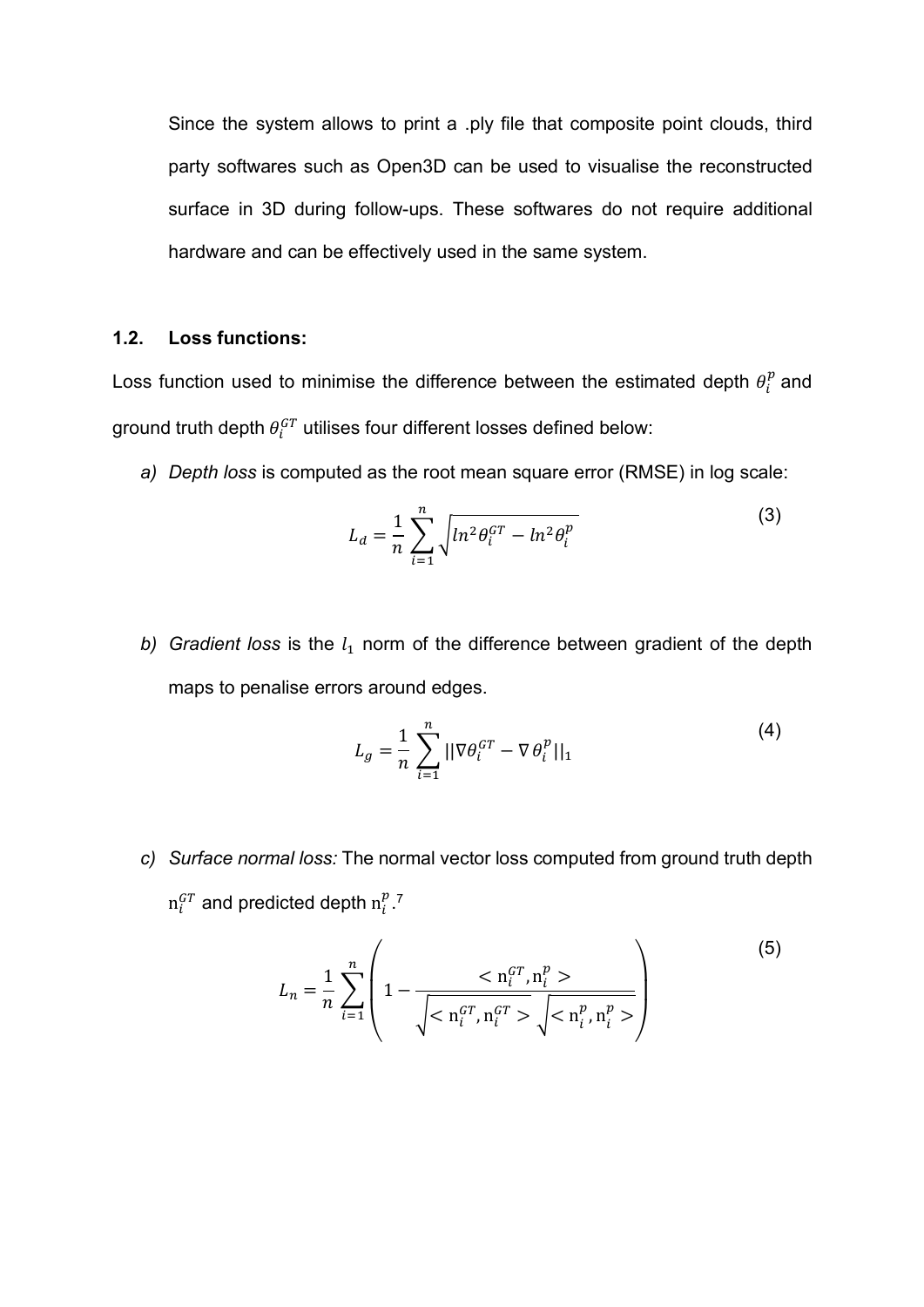Since the system allows to print a .ply file that composite point clouds, third party softwares such as Open3D can be used to visualise the reconstructed surface in 3D during follow-ups. These softwares do not require additional hardware and can be effectively used in the same system.

### 1.2. Loss functions:

Loss function used to minimise the difference between the estimated depth $\theta_i^p$ and ground truth depth $\theta_i^{GT}$ utilises four different losses defined below:

a) *Depth loss* is computed as the root mean square error (RMSE) in log scale:

$$L_d = \frac{1}{n}\sum_{i=1}^{n}\sqrt{ln^2\theta_i^{GT} - ln^2\theta_i^p} \tag{3}$$

b) *Gradient loss* is the $l_1$ norm of the difference between gradient of the depth maps to penalise errors around edges.

$$L_g = \frac{1}{n}\sum_{i=1}^{n}||\nabla\theta_i^{GT} - \nabla\theta_i^p||_1 \tag{4}$$

c) *Surface normal loss:* The normal vector loss computed from ground truth depth $\mathrm{n}_i^{GT}$ and predicted depth $\mathrm{n}_i^p$.[7]

$$L_n = \frac{1}{n}\sum_{i=1}^{n}\left(1 - \frac{<\mathrm{n}_i^{GT}, \mathrm{n}_i^p>}{\sqrt{<\mathrm{n}_i^{GT}, \mathrm{n}_i^{GT}>}\sqrt{<\mathrm{n}_i^p, \mathrm{n}_i^p>}}\right) \tag{5}$$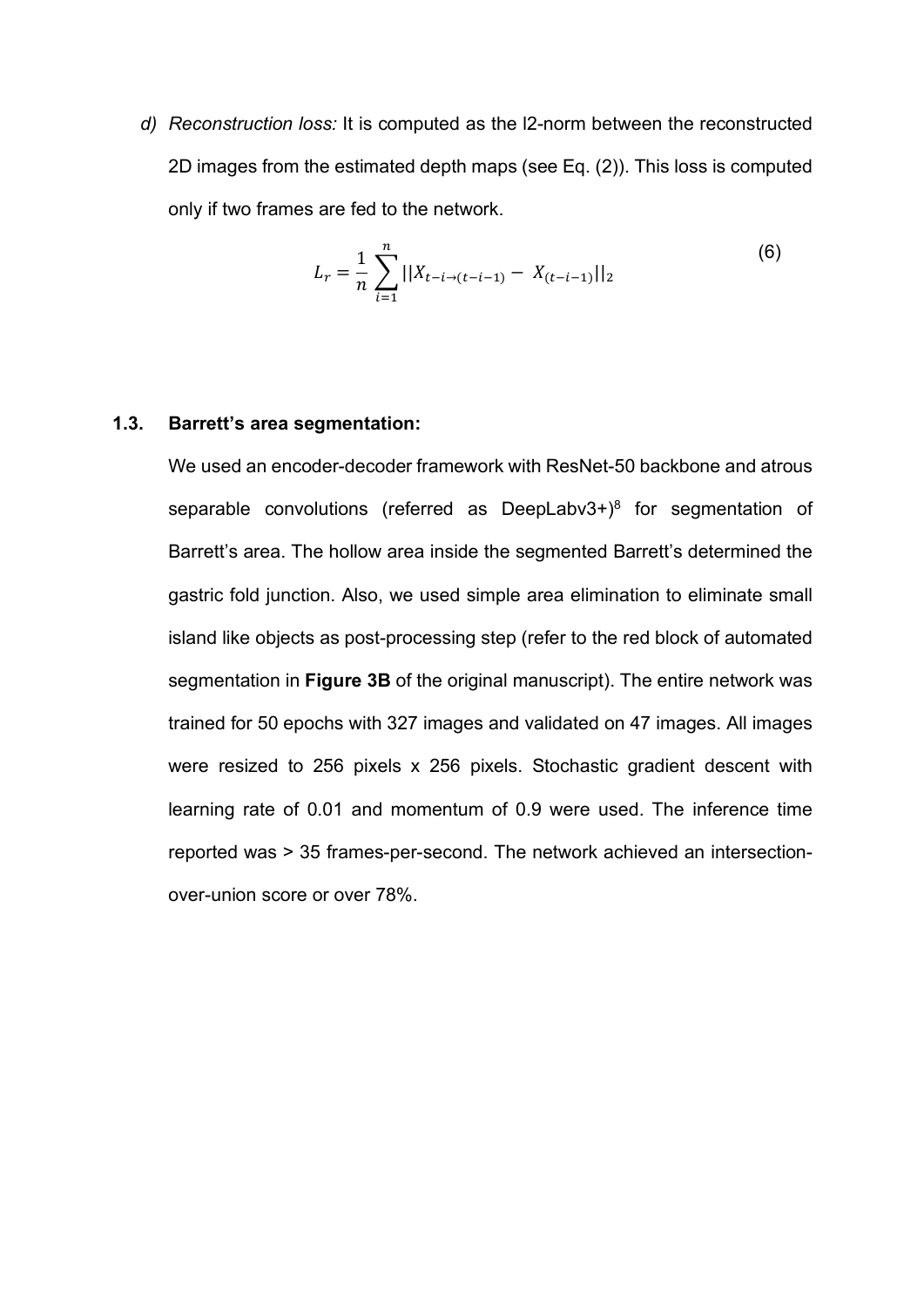*d) Reconstruction loss:* It is computed as the l2-norm between the reconstructed 2D images from the estimated depth maps (see Eq. (2)). This loss is computed only if two frames are fed to the network.

$$L_r = \frac{1}{n}\sum_{i=1}^{n} ||X_{t-i\rightarrow(t-i-1)} - X_{(t-i-1)}||_2 \tag{6}$$

### 1.3. Barrett's area segmentation:

We used an encoder-decoder framework with ResNet-50 backbone and atrous separable convolutions (referred as DeepLabv3+)[8] for segmentation of Barrett's area. The hollow area inside the segmented Barrett's determined the gastric fold junction. Also, we used simple area elimination to eliminate small island like objects as post-processing step (refer to the red block of automated segmentation in **Figure 3B** of the original manuscript). The entire network was trained for 50 epochs with 327 images and validated on 47 images. All images were resized to 256 pixels x 256 pixels. Stochastic gradient descent with learning rate of 0.01 and momentum of 0.9 were used. The inference time reported was > 35 frames-per-second. The network achieved an intersection-over-union score or over 78%.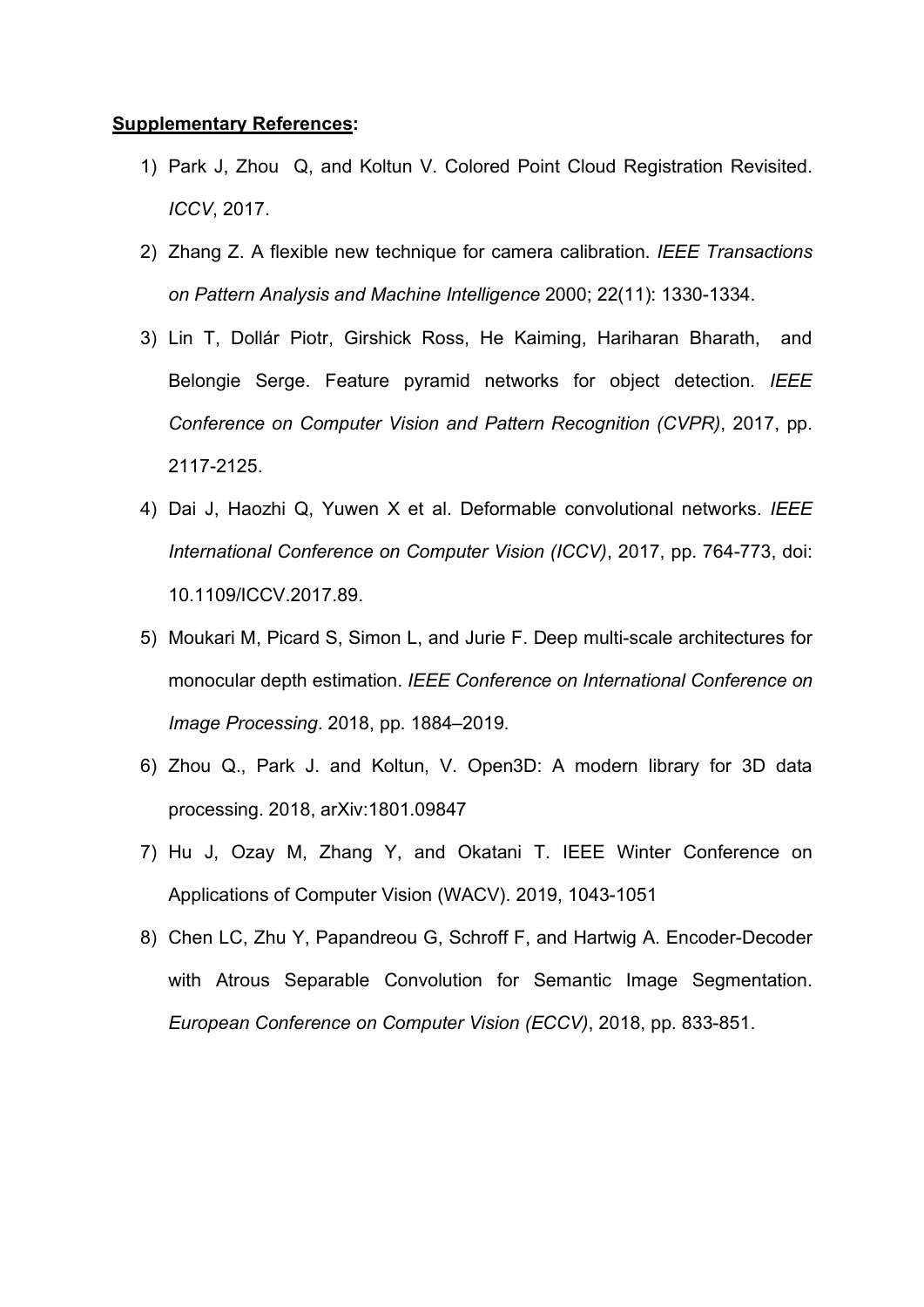**Supplementary References:**

1) Park J, Zhou Q, and Koltun V. Colored Point Cloud Registration Revisited. *ICCV*, 2017.
2) Zhang Z. A flexible new technique for camera calibration. *IEEE Transactions on Pattern Analysis and Machine Intelligence* 2000; 22(11): 1330-1334.
3) Lin T, Dollár Piotr, Girshick Ross, He Kaiming, Hariharan Bharath, and Belongie Serge. Feature pyramid networks for object detection. *IEEE Conference on Computer Vision and Pattern Recognition (CVPR)*, 2017, pp. 2117-2125.
4) Dai J, Haozhi Q, Yuwen X et al. Deformable convolutional networks. *IEEE International Conference on Computer Vision (ICCV)*, 2017, pp. 764-773, doi: 10.1109/ICCV.2017.89.
5) Moukari M, Picard S, Simon L, and Jurie F. Deep multi-scale architectures for monocular depth estimation. *IEEE Conference on International Conference on Image Processing*. 2018, pp. 1884–2019.
6) Zhou Q., Park J. and Koltun, V. Open3D: A modern library for 3D data processing. 2018, arXiv:1801.09847
7) Hu J, Ozay M, Zhang Y, and Okatani T. IEEE Winter Conference on Applications of Computer Vision (WACV). 2019, 1043-1051
8) Chen LC, Zhu Y, Papandreou G, Schroff F, and Hartwig A. Encoder-Decoder with Atrous Separable Convolution for Semantic Image Segmentation. *European Conference on Computer Vision (ECCV)*, 2018, pp. 833-851.